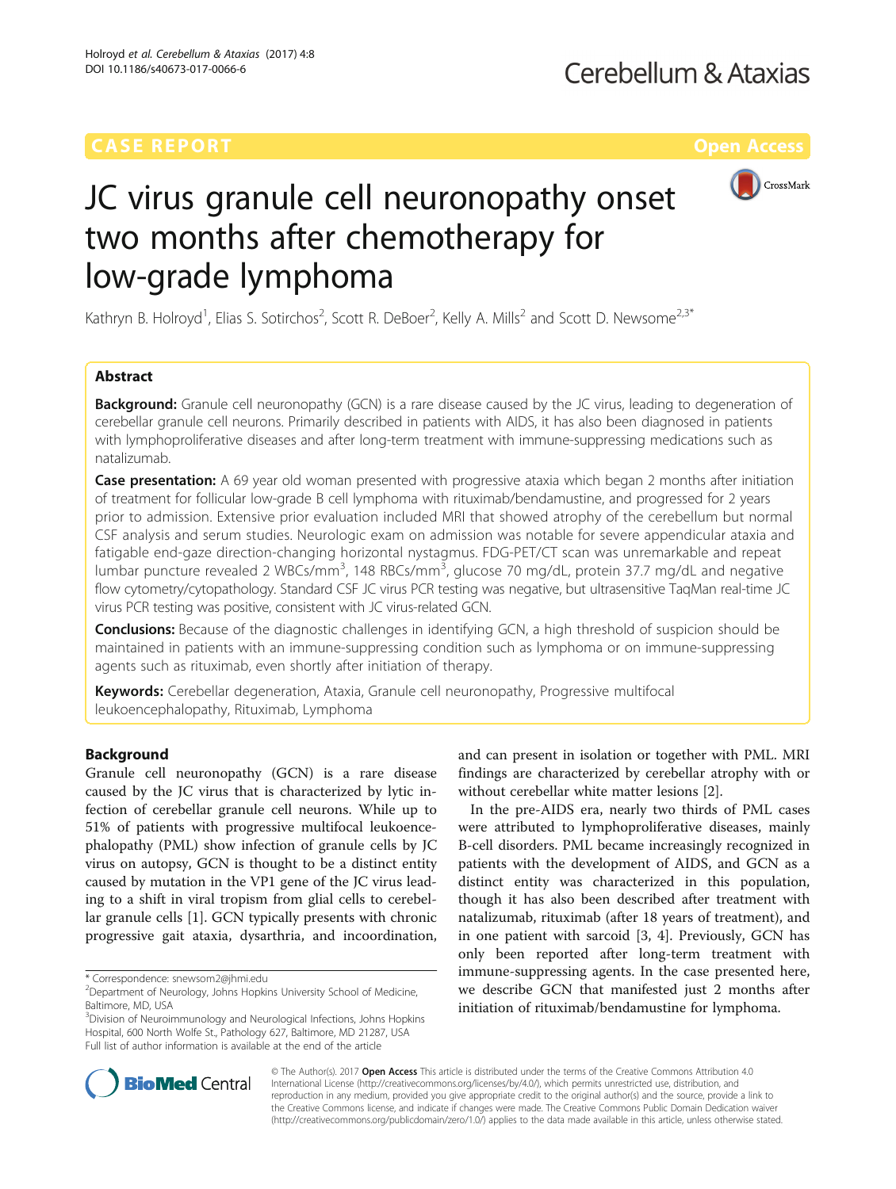CASE REPORT

Open Access

# JC virus granule cell neuronopathy onset two months after chemotherapy for low-grade lymphoma

Kathryn B. Holroyd[1], Elias S. Sotirchos[2], Scott R. DeBoer[2], Kelly A. Mills[2] and Scott D. Newsome[2,3*]

## Abstract

**Background:** Granule cell neuronopathy (GCN) is a rare disease caused by the JC virus, leading to degeneration of cerebellar granule cell neurons. Primarily described in patients with AIDS, it has also been diagnosed in patients with lymphoproliferative diseases and after long-term treatment with immune-suppressing medications such as natalizumab.

**Case presentation:** A 69 year old woman presented with progressive ataxia which began 2 months after initiation of treatment for follicular low-grade B cell lymphoma with rituximab/bendamustine, and progressed for 2 years prior to admission. Extensive prior evaluation included MRI that showed atrophy of the cerebellum but normal CSF analysis and serum studies. Neurologic exam on admission was notable for severe appendicular ataxia and fatigable end-gaze direction-changing horizontal nystagmus. FDG-PET/CT scan was unremarkable and repeat lumbar puncture revealed 2 WBCs/mm$^3$, 148 RBCs/mm$^3$, glucose 70 mg/dL, protein 37.7 mg/dL and negative flow cytometry/cytopathology. Standard CSF JC virus PCR testing was negative, but ultrasensitive TaqMan real-time JC virus PCR testing was positive, consistent with JC virus-related GCN.

**Conclusions:** Because of the diagnostic challenges in identifying GCN, a high threshold of suspicion should be maintained in patients with an immune-suppressing condition such as lymphoma or on immune-suppressing agents such as rituximab, even shortly after initiation of therapy.

**Keywords:** Cerebellar degeneration, Ataxia, Granule cell neuronopathy, Progressive multifocal leukoencephalopathy, Rituximab, Lymphoma

## Background

Granule cell neuronopathy (GCN) is a rare disease caused by the JC virus that is characterized by lytic infection of cerebellar granule cell neurons. While up to 51% of patients with progressive multifocal leukoencephalopathy (PML) show infection of granule cells by JC virus on autopsy, GCN is thought to be a distinct entity caused by mutation in the VP1 gene of the JC virus leading to a shift in viral tropism from glial cells to cerebellar granule cells [1]. GCN typically presents with chronic progressive gait ataxia, dysarthria, and incoordination, and can present in isolation or together with PML. MRI findings are characterized by cerebellar atrophy with or without cerebellar white matter lesions [2].

In the pre-AIDS era, nearly two thirds of PML cases were attributed to lymphoproliferative diseases, mainly B-cell disorders. PML became increasingly recognized in patients with the development of AIDS, and GCN as a distinct entity was characterized in this population, though it has also been described after treatment with natalizumab, rituximab (after 18 years of treatment), and in one patient with sarcoid [3, 4]. Previously, GCN has only been reported after long-term treatment with immune-suppressing agents. In the case presented here, we describe GCN that manifested just 2 months after initiation of rituximab/bendamustine for lymphoma.

\* Correspondence: snewsom2@jhmi.edu

[2]Department of Neurology, Johns Hopkins University School of Medicine, Baltimore, MD, USA

[3]Division of Neuroimmunology and Neurological Infections, Johns Hopkins Hospital, 600 North Wolfe St., Pathology 627, Baltimore, MD 21287, USA

Full list of author information is available at the end of the article

© The Author(s). 2017 **Open Access** This article is distributed under the terms of the Creative Commons Attribution 4.0 International License (http://creativecommons.org/licenses/by/4.0/), which permits unrestricted use, distribution, and reproduction in any medium, provided you give appropriate credit to the original author(s) and the source, provide a link to the Creative Commons license, and indicate if changes were made. The Creative Commons Public Domain Dedication waiver (http://creativecommons.org/publicdomain/zero/1.0/) applies to the data made available in this article, unless otherwise stated.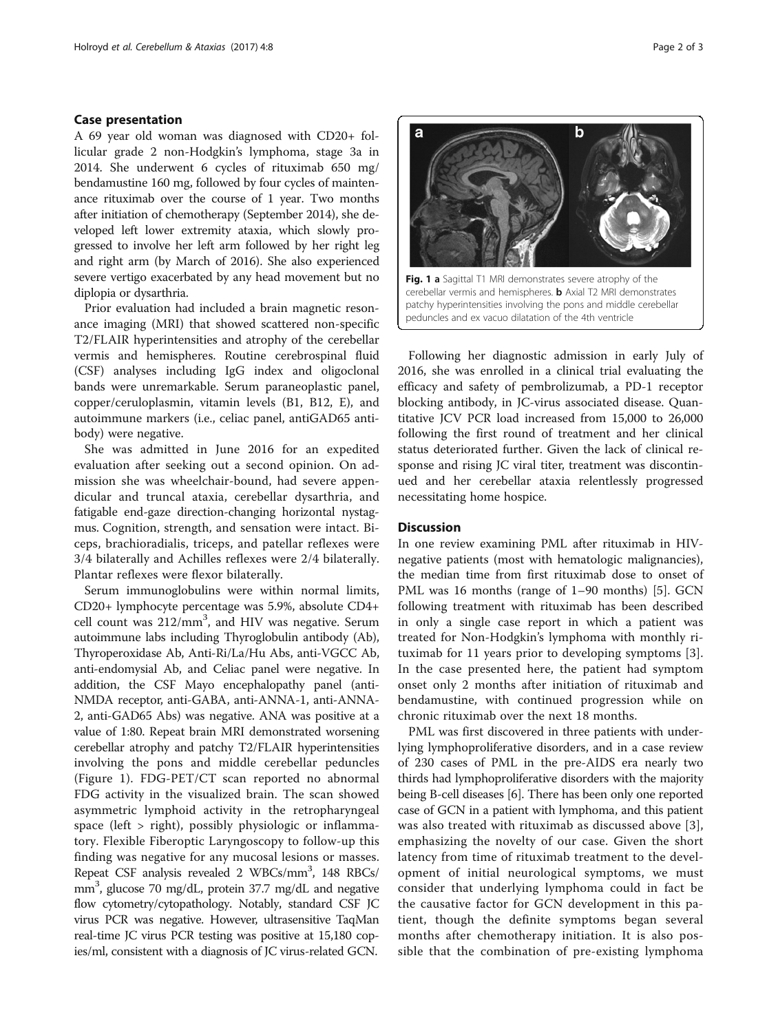## Case presentation

A 69 year old woman was diagnosed with CD20+ follicular grade 2 non-Hodgkin's lymphoma, stage 3a in 2014. She underwent 6 cycles of rituximab 650 mg/bendamustine 160 mg, followed by four cycles of maintenance rituximab over the course of 1 year. Two months after initiation of chemotherapy (September 2014), she developed left lower extremity ataxia, which slowly progressed to involve her left arm followed by her right leg and right arm (by March of 2016). She also experienced severe vertigo exacerbated by any head movement but no diplopia or dysarthria.

Prior evaluation had included a brain magnetic resonance imaging (MRI) that showed scattered non-specific T2/FLAIR hyperintensities and atrophy of the cerebellar vermis and hemispheres. Routine cerebrospinal fluid (CSF) analyses including IgG index and oligoclonal bands were unremarkable. Serum paraneoplastic panel, copper/ceruloplasmin, vitamin levels (B1, B12, E), and autoimmune markers (i.e., celiac panel, antiGAD65 antibody) were negative.

She was admitted in June 2016 for an expedited evaluation after seeking out a second opinion. On admission she was wheelchair-bound, had severe appendicular and truncal ataxia, cerebellar dysarthria, and fatigable end-gaze direction-changing horizontal nystagmus. Cognition, strength, and sensation were intact. Biceps, brachioradialis, triceps, and patellar reflexes were 3/4 bilaterally and Achilles reflexes were 2/4 bilaterally. Plantar reflexes were flexor bilaterally.

Serum immunoglobulins were within normal limits, CD20+ lymphocyte percentage was 5.9%, absolute CD4+ cell count was 212/mm$^3$, and HIV was negative. Serum autoimmune labs including Thyroglobulin antibody (Ab), Thyroperoxidase Ab, Anti-Ri/La/Hu Abs, anti-VGCC Ab, anti-endomysial Ab, and Celiac panel were negative. In addition, the CSF Mayo encephalopathy panel (anti-NMDA receptor, anti-GABA, anti-ANNA-1, anti-ANNA-2, anti-GAD65 Abs) was negative. ANA was positive at a value of 1:80. Repeat brain MRI demonstrated worsening cerebellar atrophy and patchy T2/FLAIR hyperintensities involving the pons and middle cerebellar peduncles (Figure 1). FDG-PET/CT scan reported no abnormal FDG activity in the visualized brain. The scan showed asymmetric lymphoid activity in the retropharyngeal space (left > right), possibly physiologic or inflammatory. Flexible Fiberoptic Laryngoscopy to follow-up this finding was negative for any mucosal lesions or masses. Repeat CSF analysis revealed 2 WBCs/mm$^3$, 148 RBCs/mm$^3$, glucose 70 mg/dL, protein 37.7 mg/dL and negative flow cytometry/cytopathology. Notably, standard CSF JC virus PCR was negative. However, ultrasensitive TaqMan real-time JC virus PCR testing was positive at 15,180 copies/ml, consistent with a diagnosis of JC virus-related GCN.

**Fig. 1** **a** Sagittal T1 MRI demonstrates severe atrophy of the cerebellar vermis and hemispheres. **b** Axial T2 MRI demonstrates patchy hyperintensities involving the pons and middle cerebellar peduncles and ex vacuo dilatation of the 4th ventricle

Following her diagnostic admission in early July of 2016, she was enrolled in a clinical trial evaluating the efficacy and safety of pembrolizumab, a PD-1 receptor blocking antibody, in JC-virus associated disease. Quantitative JCV PCR load increased from 15,000 to 26,000 following the first round of treatment and her clinical status deteriorated further. Given the lack of clinical response and rising JC viral titer, treatment was discontinued and her cerebellar ataxia relentlessly progressed necessitating home hospice.

## Discussion

In one review examining PML after rituximab in HIV-negative patients (most with hematologic malignancies), the median time from first rituximab dose to onset of PML was 16 months (range of 1–90 months) [5]. GCN following treatment with rituximab has been described in only a single case report in which a patient was treated for Non-Hodgkin's lymphoma with monthly rituximab for 11 years prior to developing symptoms [3]. In the case presented here, the patient had symptom onset only 2 months after initiation of rituximab and bendamustine, with continued progression while on chronic rituximab over the next 18 months.

PML was first discovered in three patients with underlying lymphoproliferative disorders, and in a case review of 230 cases of PML in the pre-AIDS era nearly two thirds had lymphoproliferative disorders with the majority being B-cell diseases [6]. There has been only one reported case of GCN in a patient with lymphoma, and this patient was also treated with rituximab as discussed above [3], emphasizing the novelty of our case. Given the short latency from time of rituximab treatment to the development of initial neurological symptoms, we must consider that underlying lymphoma could in fact be the causative factor for GCN development in this patient, though the definite symptoms began several months after chemotherapy initiation. It is also possible that the combination of pre-existing lymphoma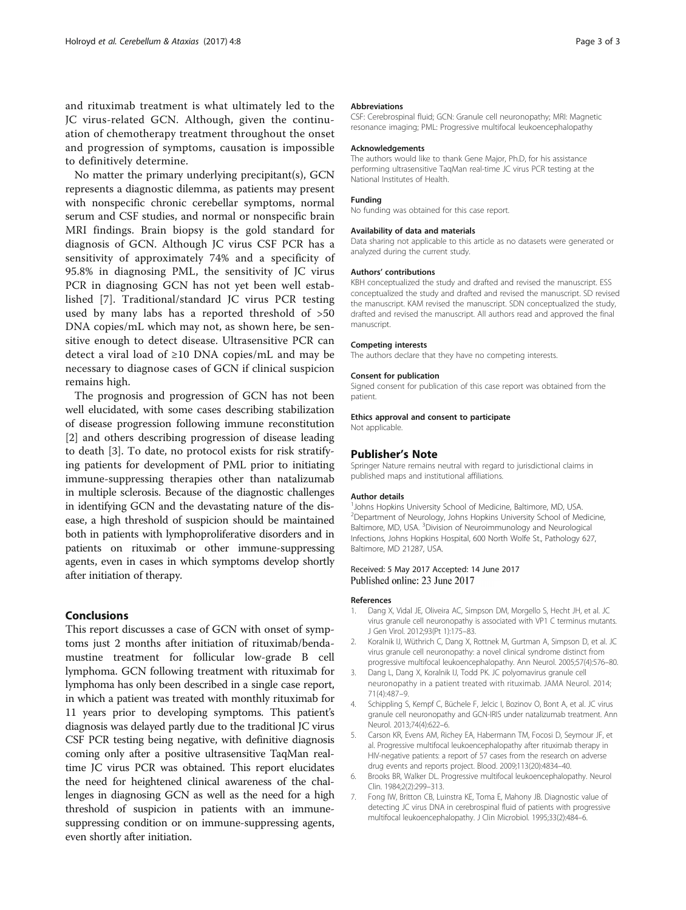and rituximab treatment is what ultimately led to the JC virus-related GCN. Although, given the continuation of chemotherapy treatment throughout the onset and progression of symptoms, causation is impossible to definitively determine.

No matter the primary underlying precipitant(s), GCN represents a diagnostic dilemma, as patients may present with nonspecific chronic cerebellar symptoms, normal serum and CSF studies, and normal or nonspecific brain MRI findings. Brain biopsy is the gold standard for diagnosis of GCN. Although JC virus CSF PCR has a sensitivity of approximately 74% and a specificity of 95.8% in diagnosing PML, the sensitivity of JC virus PCR in diagnosing GCN has not yet been well established [7]. Traditional/standard JC virus PCR testing used by many labs has a reported threshold of >50 DNA copies/mL which may not, as shown here, be sensitive enough to detect disease. Ultrasensitive PCR can detect a viral load of ≥10 DNA copies/mL and may be necessary to diagnose cases of GCN if clinical suspicion remains high.

The prognosis and progression of GCN has not been well elucidated, with some cases describing stabilization of disease progression following immune reconstitution [2] and others describing progression of disease leading to death [3]. To date, no protocol exists for risk stratifying patients for development of PML prior to initiating immune-suppressing therapies other than natalizumab in multiple sclerosis. Because of the diagnostic challenges in identifying GCN and the devastating nature of the disease, a high threshold of suspicion should be maintained both in patients with lymphoproliferative disorders and in patients on rituximab or other immune-suppressing agents, even in cases in which symptoms develop shortly after initiation of therapy.

## Conclusions

This report discusses a case of GCN with onset of symptoms just 2 months after initiation of rituximab/bendamustine treatment for follicular low-grade B cell lymphoma. GCN following treatment with rituximab for lymphoma has only been described in a single case report, in which a patient was treated with monthly rituximab for 11 years prior to developing symptoms. This patient's diagnosis was delayed partly due to the traditional JC virus CSF PCR testing being negative, with definitive diagnosis coming only after a positive ultrasensitive TaqMan real-time JC virus PCR was obtained. This report elucidates the need for heightened clinical awareness of the challenges in diagnosing GCN as well as the need for a high threshold of suspicion in patients with an immune-suppressing condition or on immune-suppressing agents, even shortly after initiation.

#### Abbreviations

CSF: Cerebrospinal fluid; GCN: Granule cell neuronopathy; MRI: Magnetic resonance imaging; PML: Progressive multifocal leukoencephalopathy

#### Acknowledgements

The authors would like to thank Gene Major, Ph.D, for his assistance performing ultrasensitive TaqMan real-time JC virus PCR testing at the National Institutes of Health.

#### Funding

No funding was obtained for this case report.

#### Availability of data and materials

Data sharing not applicable to this article as no datasets were generated or analyzed during the current study.

#### Authors' contributions

KBH conceptualized the study and drafted and revised the manuscript. ESS conceptualized the study and drafted and revised the manuscript. SD revised the manuscript. KAM revised the manuscript. SDN conceptualized the study, drafted and revised the manuscript. All authors read and approved the final manuscript.

#### Competing interests

The authors declare that they have no competing interests.

#### Consent for publication

Signed consent for publication of this case report was obtained from the patient.

#### Ethics approval and consent to participate

Not applicable.

## Publisher's Note

Springer Nature remains neutral with regard to jurisdictional claims in published maps and institutional affiliations.

#### Author details

[1]Johns Hopkins University School of Medicine, Baltimore, MD, USA. [2]Department of Neurology, Johns Hopkins University School of Medicine, Baltimore, MD, USA. [3]Division of Neuroimmunology and Neurological Infections, Johns Hopkins Hospital, 600 North Wolfe St., Pathology 627, Baltimore, MD 21287, USA.

Received: 5 May 2017 Accepted: 14 June 2017
Published online: 23 June 2017

#### References

1. Dang X, Vidal JE, Oliveira AC, Simpson DM, Morgello S, Hecht JH, et al. JC virus granule cell neuronopathy is associated with VP1 C terminus mutants. J Gen Virol. 2012;93(Pt 1):175–83.
2. Koralnik IJ, Wüthrich C, Dang X, Rottnek M, Gurtman A, Simpson D, et al. JC virus granule cell neuronopathy: a novel clinical syndrome distinct from progressive multifocal leukoencephalopathy. Ann Neurol. 2005;57(4):576–80.
3. Dang L, Dang X, Koralnik IJ, Todd PK. JC polyomavirus granule cell neuronopathy in a patient treated with rituximab. JAMA Neurol. 2014; 71(4):487–9.
4. Schippling S, Kempf C, Büchele F, Jelcic I, Bozinov O, Bont A, et al. JC virus granule cell neuronopathy and GCN-IRIS under natalizumab treatment. Ann Neurol. 2013;74(4):622–6.
5. Carson KR, Evens AM, Richey EA, Habermann TM, Focosi D, Seymour JF, et al. Progressive multifocal leukoencephalopathy after rituximab therapy in HIV-negative patients: a report of 57 cases from the research on adverse drug events and reports project. Blood. 2009;113(20):4834–40.
6. Brooks BR, Walker DL. Progressive multifocal leukoencephalopathy. Neurol Clin. 1984;2(2):299–313.
7. Fong IW, Britton CB, Luinstra KE, Toma E, Mahony JB. Diagnostic value of detecting JC virus DNA in cerebrospinal fluid of patients with progressive multifocal leukoencephalopathy. J Clin Microbiol. 1995;33(2):484–6.